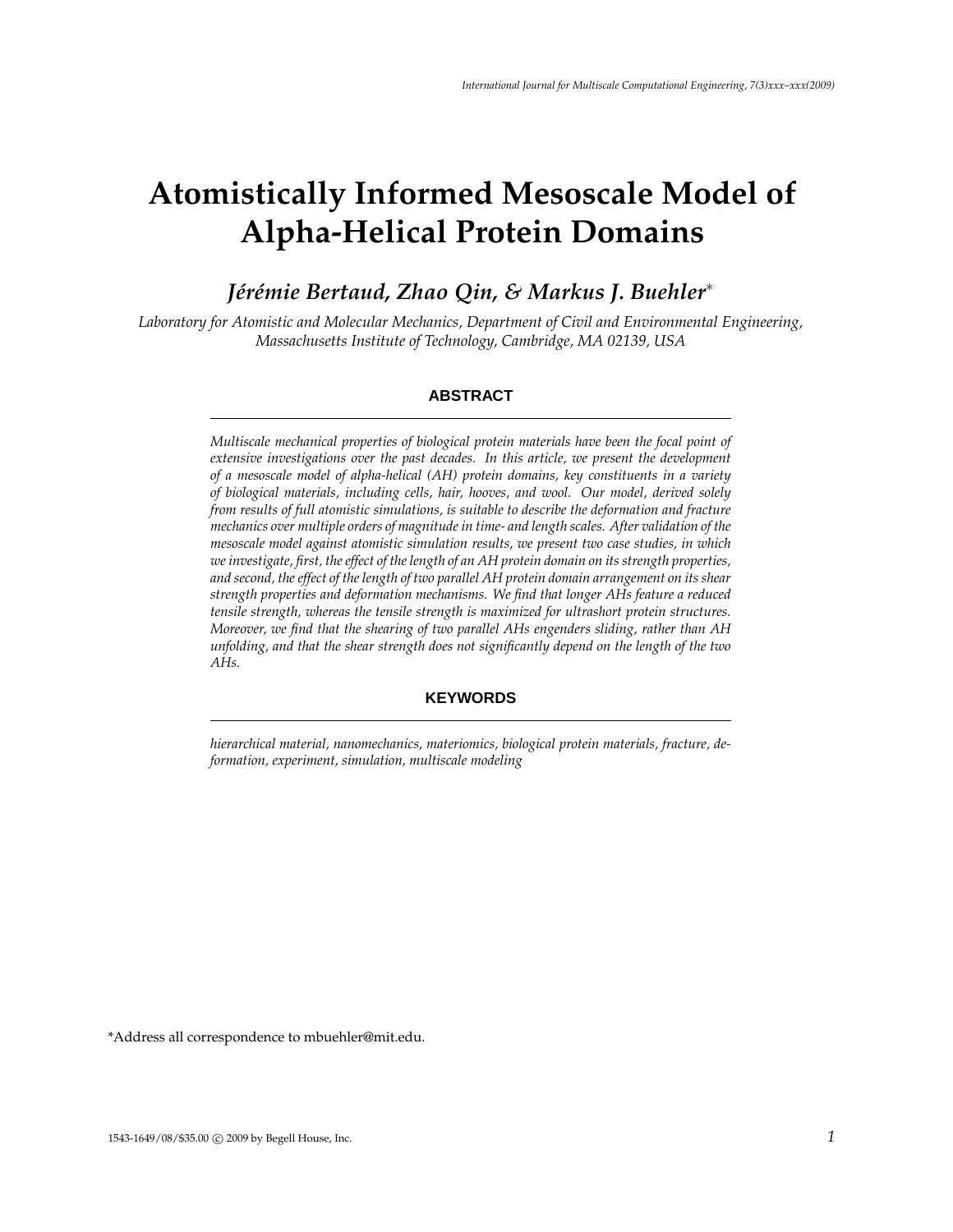# Atomistically Informed Mesoscale Model of Alpha-Helical Protein Domains

### *Jérémie Bertaud, Zhao Qin, & Markus J. Buehler**

*Laboratory for Atomistic and Molecular Mechanics, Department of Civil and Environmental Engineering, Massachusetts Institute of Technology, Cambridge, MA 02139, USA*

## ABSTRACT

*Multiscale mechanical properties of biological protein materials have been the focal point of extensive investigations over the past decades. In this article, we present the development of a mesoscale model of alpha-helical (AH) protein domains, key constituents in a variety of biological materials, including cells, hair, hooves, and wool. Our model, derived solely from results of full atomistic simulations, is suitable to describe the deformation and fracture mechanics over multiple orders of magnitude in time- and length scales. After validation of the mesoscale model against atomistic simulation results, we present two case studies, in which we investigate, first, the effect of the length of an AH protein domain on its strength properties, and second, the effect of the length of two parallel AH protein domain arrangement on its shear strength properties and deformation mechanisms. We find that longer AHs feature a reduced tensile strength, whereas the tensile strength is maximized for ultrashort protein structures. Moreover, we find that the shearing of two parallel AHs engenders sliding, rather than AH unfolding, and that the shear strength does not significantly depend on the length of the two AHs.*

## KEYWORDS

*hierarchical material, nanomechanics, materiomics, biological protein materials, fracture, deformation, experiment, simulation, multiscale modeling*

*Address all correspondence to mbuehler@mit.edu.

1543-1649/08/$35.00 © 2009 by Begell House, Inc.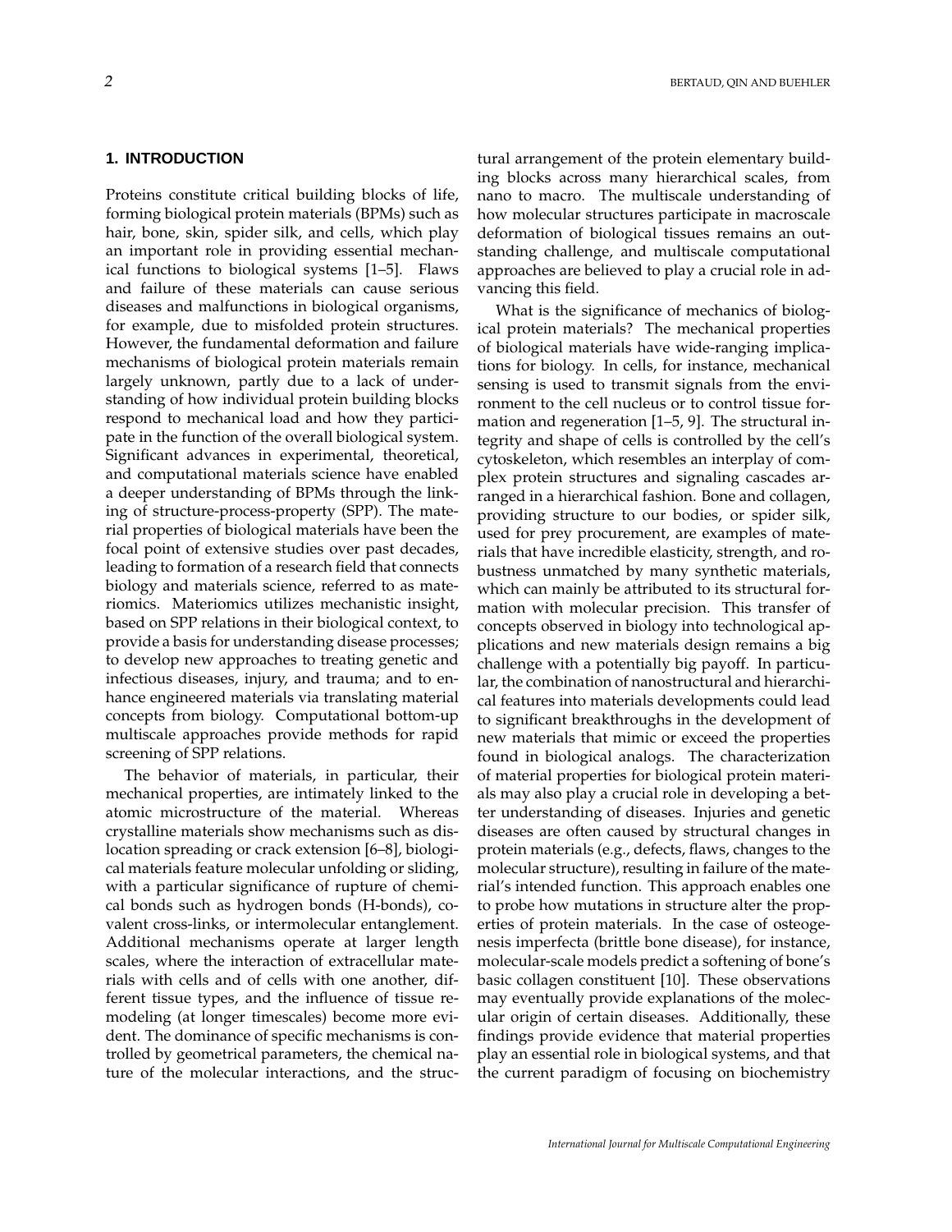## 1. INTRODUCTION

Proteins constitute critical building blocks of life, forming biological protein materials (BPMs) such as hair, bone, skin, spider silk, and cells, which play an important role in providing essential mechanical functions to biological systems [1–5]. Flaws and failure of these materials can cause serious diseases and malfunctions in biological organisms, for example, due to misfolded protein structures. However, the fundamental deformation and failure mechanisms of biological protein materials remain largely unknown, partly due to a lack of understanding of how individual protein building blocks respond to mechanical load and how they participate in the function of the overall biological system. Significant advances in experimental, theoretical, and computational materials science have enabled a deeper understanding of BPMs through the linking of structure-process-property (SPP). The material properties of biological materials have been the focal point of extensive studies over past decades, leading to formation of a research field that connects biology and materials science, referred to as materiomics. Materiomics utilizes mechanistic insight, based on SPP relations in their biological context, to provide a basis for understanding disease processes; to develop new approaches to treating genetic and infectious diseases, injury, and trauma; and to enhance engineered materials via translating material concepts from biology. Computational bottom-up multiscale approaches provide methods for rapid screening of SPP relations.

The behavior of materials, in particular, their mechanical properties, are intimately linked to the atomic microstructure of the material. Whereas crystalline materials show mechanisms such as dislocation spreading or crack extension [6–8], biological materials feature molecular unfolding or sliding, with a particular significance of rupture of chemical bonds such as hydrogen bonds (H-bonds), covalent cross-links, or intermolecular entanglement. Additional mechanisms operate at larger length scales, where the interaction of extracellular materials with cells and of cells with one another, different tissue types, and the influence of tissue remodeling (at longer timescales) become more evident. The dominance of specific mechanisms is controlled by geometrical parameters, the chemical nature of the molecular interactions, and the structural arrangement of the protein elementary building blocks across many hierarchical scales, from nano to macro. The multiscale understanding of how molecular structures participate in macroscale deformation of biological tissues remains an outstanding challenge, and multiscale computational approaches are believed to play a crucial role in advancing this field.

What is the significance of mechanics of biological protein materials? The mechanical properties of biological materials have wide-ranging implications for biology. In cells, for instance, mechanical sensing is used to transmit signals from the environment to the cell nucleus or to control tissue formation and regeneration [1–5, 9]. The structural integrity and shape of cells is controlled by the cell's cytoskeleton, which resembles an interplay of complex protein structures and signaling cascades arranged in a hierarchical fashion. Bone and collagen, providing structure to our bodies, or spider silk, used for prey procurement, are examples of materials that have incredible elasticity, strength, and robustness unmatched by many synthetic materials, which can mainly be attributed to its structural formation with molecular precision. This transfer of concepts observed in biology into technological applications and new materials design remains a big challenge with a potentially big payoff. In particular, the combination of nanostructural and hierarchical features into materials developments could lead to significant breakthroughs in the development of new materials that mimic or exceed the properties found in biological analogs. The characterization of material properties for biological protein materials may also play a crucial role in developing a better understanding of diseases. Injuries and genetic diseases are often caused by structural changes in protein materials (e.g., defects, flaws, changes to the molecular structure), resulting in failure of the material's intended function. This approach enables one to probe how mutations in structure alter the properties of protein materials. In the case of osteogenesis imperfecta (brittle bone disease), for instance, molecular-scale models predict a softening of bone's basic collagen constituent [10]. These observations may eventually provide explanations of the molecular origin of certain diseases. Additionally, these findings provide evidence that material properties play an essential role in biological systems, and that the current paradigm of focusing on biochemistry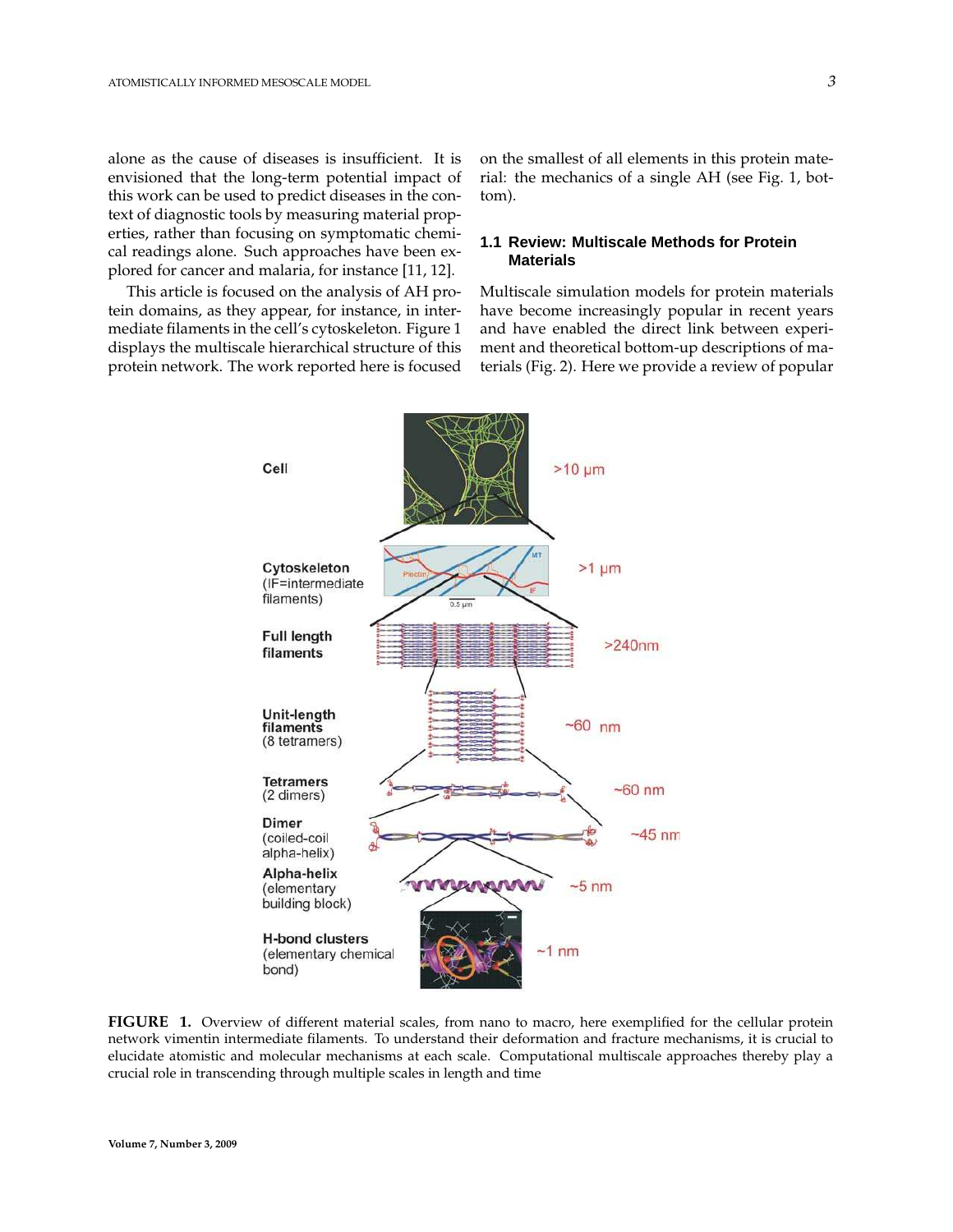alone as the cause of diseases is insufficient. It is envisioned that the long-term potential impact of this work can be used to predict diseases in the context of diagnostic tools by measuring material properties, rather than focusing on symptomatic chemical readings alone. Such approaches have been explored for cancer and malaria, for instance [11, 12].

This article is focused on the analysis of AH protein domains, as they appear, for instance, in intermediate filaments in the cell's cytoskeleton. Figure 1 displays the multiscale hierarchical structure of this protein network. The work reported here is focused on the smallest of all elements in this protein material: the mechanics of a single AH (see Fig. 1, bottom).

### 1.1 Review: Multiscale Methods for Protein Materials

Multiscale simulation models for protein materials have become increasingly popular in recent years and have enabled the direct link between experiment and theoretical bottom-up descriptions of materials (Fig. 2). Here we provide a review of popular

**FIGURE 1.** Overview of different material scales, from nano to macro, here exemplified for the cellular protein network vimentin intermediate filaments. To understand their deformation and fracture mechanisms, it is crucial to elucidate atomistic and molecular mechanisms at each scale. Computational multiscale approaches thereby play a crucial role in transcending through multiple scales in length and time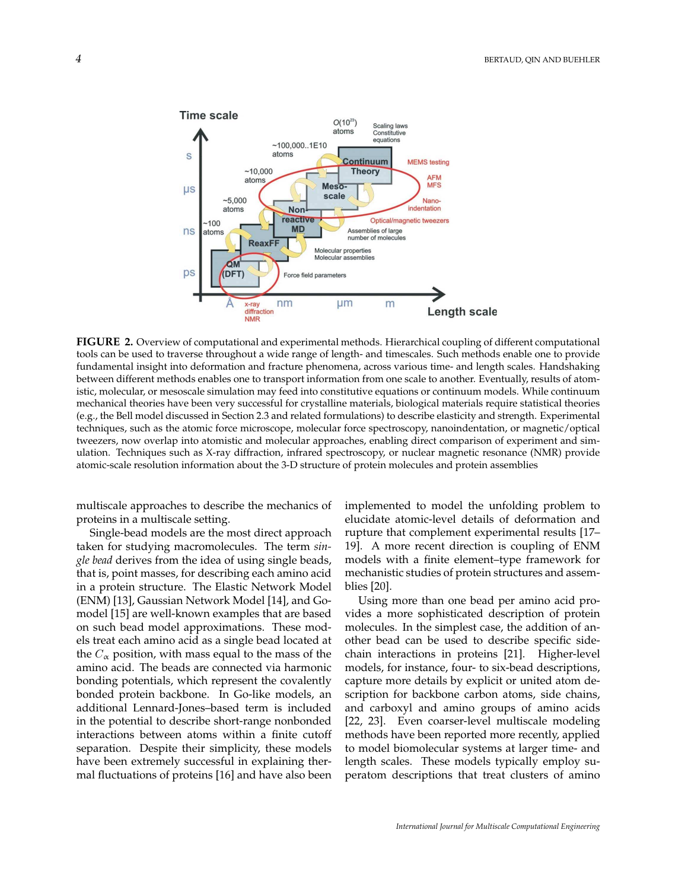**FIGURE 2.** Overview of computational and experimental methods. Hierarchical coupling of different computational tools can be used to traverse throughout a wide range of length- and timescales. Such methods enable one to provide fundamental insight into deformation and fracture phenomena, across various time- and length scales. Handshaking between different methods enables one to transport information from one scale to another. Eventually, results of atomistic, molecular, or mesoscale simulation may feed into constitutive equations or continuum models. While continuum mechanical theories have been very successful for crystalline materials, biological materials require statistical theories (e.g., the Bell model discussed in Section 2.3 and related formulations) to describe elasticity and strength. Experimental techniques, such as the atomic force microscope, molecular force spectroscopy, nanoindentation, or magnetic/optical tweezers, now overlap into atomistic and molecular approaches, enabling direct comparison of experiment and simulation. Techniques such as X-ray diffraction, infrared spectroscopy, or nuclear magnetic resonance (NMR) provide atomic-scale resolution information about the 3-D structure of protein molecules and protein assemblies

multiscale approaches to describe the mechanics of proteins in a multiscale setting.

Single-bead models are the most direct approach taken for studying macromolecules. The term *single bead* derives from the idea of using single beads, that is, point masses, for describing each amino acid in a protein structure. The Elastic Network Model (ENM) [13], Gaussian Network Model [14], and Go-model [15] are well-known examples that are based on such bead model approximations. These models treat each amino acid as a single bead located at the $C_\alpha$ position, with mass equal to the mass of the amino acid. The beads are connected via harmonic bonding potentials, which represent the covalently bonded protein backbone. In Go-like models, an additional Lennard-Jones–based term is included in the potential to describe short-range nonbonded interactions between atoms within a finite cutoff separation. Despite their simplicity, these models have been extremely successful in explaining thermal fluctuations of proteins [16] and have also been implemented to model the unfolding problem to elucidate atomic-level details of deformation and rupture that complement experimental results [17–19]. A more recent direction is coupling of ENM models with a finite element–type framework for mechanistic studies of protein structures and assemblies [20].

Using more than one bead per amino acid provides a more sophisticated description of protein molecules. In the simplest case, the addition of another bead can be used to describe specific side-chain interactions in proteins [21]. Higher-level models, for instance, four- to six-bead descriptions, capture more details by explicit or united atom description for backbone carbon atoms, side chains, and carboxyl and amino groups of amino acids [22, 23]. Even coarser-level multiscale modeling methods have been reported more recently, applied to model biomolecular systems at larger time- and length scales. These models typically employ superatom descriptions that treat clusters of amino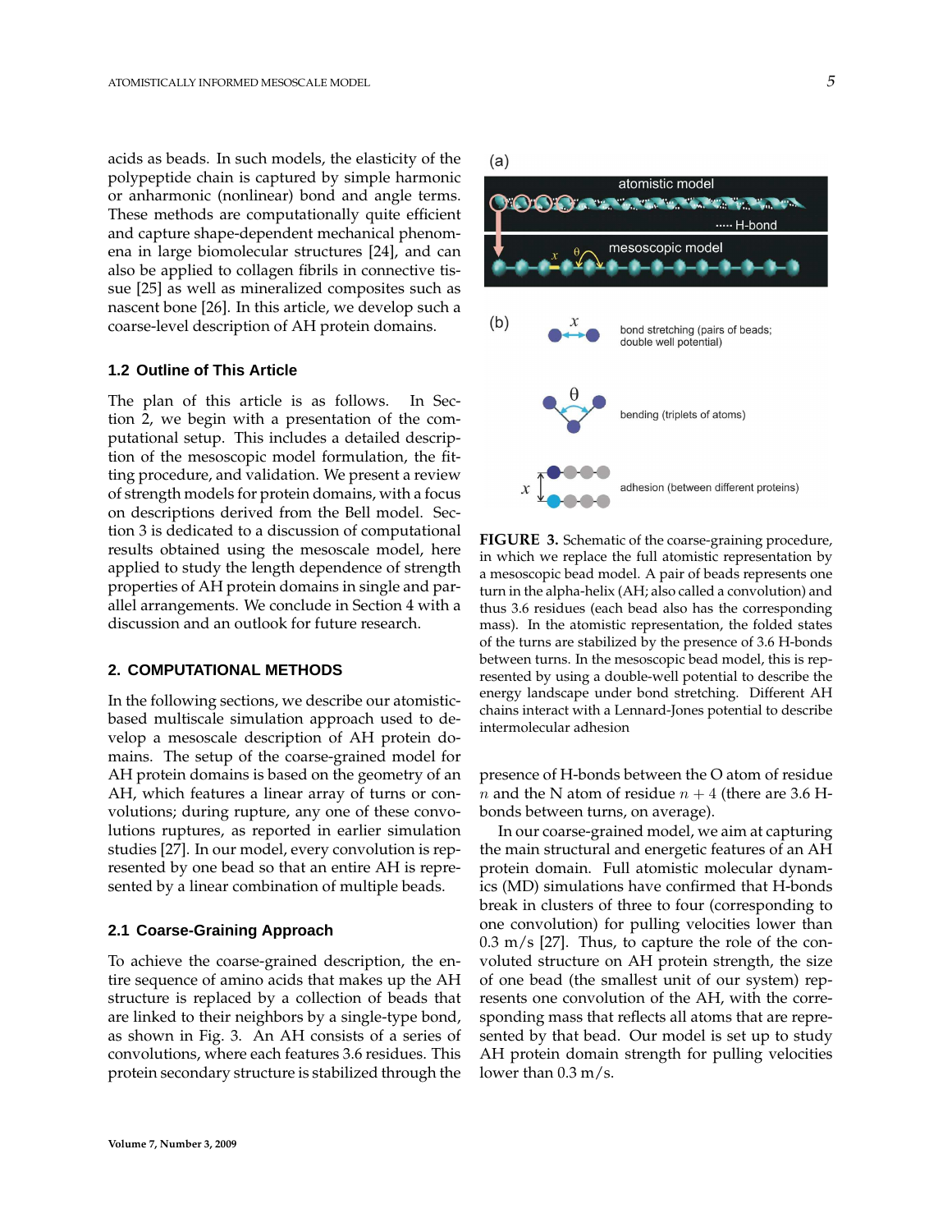acids as beads. In such models, the elasticity of the polypeptide chain is captured by simple harmonic or anharmonic (nonlinear) bond and angle terms. These methods are computationally quite efficient and capture shape-dependent mechanical phenomena in large biomolecular structures [24], and can also be applied to collagen fibrils in connective tissue [25] as well as mineralized composites such as nascent bone [26]. In this article, we develop such a coarse-level description of AH protein domains.

### 1.2 Outline of This Article

The plan of this article is as follows. In Section 2, we begin with a presentation of the computational setup. This includes a detailed description of the mesoscopic model formulation, the fitting procedure, and validation. We present a review of strength models for protein domains, with a focus on descriptions derived from the Bell model. Section 3 is dedicated to a discussion of computational results obtained using the mesoscale model, here applied to study the length dependence of strength properties of AH protein domains in single and parallel arrangements. We conclude in Section 4 with a discussion and an outlook for future research.

## 2. COMPUTATIONAL METHODS

In the following sections, we describe our atomistic-based multiscale simulation approach used to develop a mesoscale description of AH protein domains. The setup of the coarse-grained model for AH protein domains is based on the geometry of an AH, which features a linear array of turns or convolutions; during rupture, any one of these convolutions ruptures, as reported in earlier simulation studies [27]. In our model, every convolution is represented by one bead so that an entire AH is represented by a linear combination of multiple beads.

### 2.1 Coarse-Graining Approach

To achieve the coarse-grained description, the entire sequence of amino acids that makes up the AH structure is replaced by a collection of beads that are linked to their neighbors by a single-type bond, as shown in Fig. 3. An AH consists of a series of convolutions, where each features 3.6 residues. This protein secondary structure is stabilized through the presence of H-bonds between the O atom of residue $n$ and the N atom of residue $n + 4$ (there are 3.6 H-bonds between turns, on average).

In our coarse-grained model, we aim at capturing the main structural and energetic features of an AH protein domain. Full atomistic molecular dynamics (MD) simulations have confirmed that H-bonds break in clusters of three to four (corresponding to one convolution) for pulling velocities lower than 0.3 m/s [27]. Thus, to capture the role of the convoluted structure on AH protein strength, the size of one bead (the smallest unit of our system) represents one convolution of the AH, with the corresponding mass that reflects all atoms that are represented by that bead. Our model is set up to study AH protein domain strength for pulling velocities lower than 0.3 m/s.

**FIGURE 3.** Schematic of the coarse-graining procedure, in which we replace the full atomistic representation by a mesoscopic bead model. A pair of beads represents one turn in the alpha-helix (AH; also called a convolution) and thus 3.6 residues (each bead also has the corresponding mass). In the atomistic representation, the folded states of the turns are stabilized by the presence of 3.6 H-bonds between turns. In the mesoscopic bead model, this is represented by using a double-well potential to describe the energy landscape under bond stretching. Different AH chains interact with a Lennard-Jones potential to describe intermolecular adhesion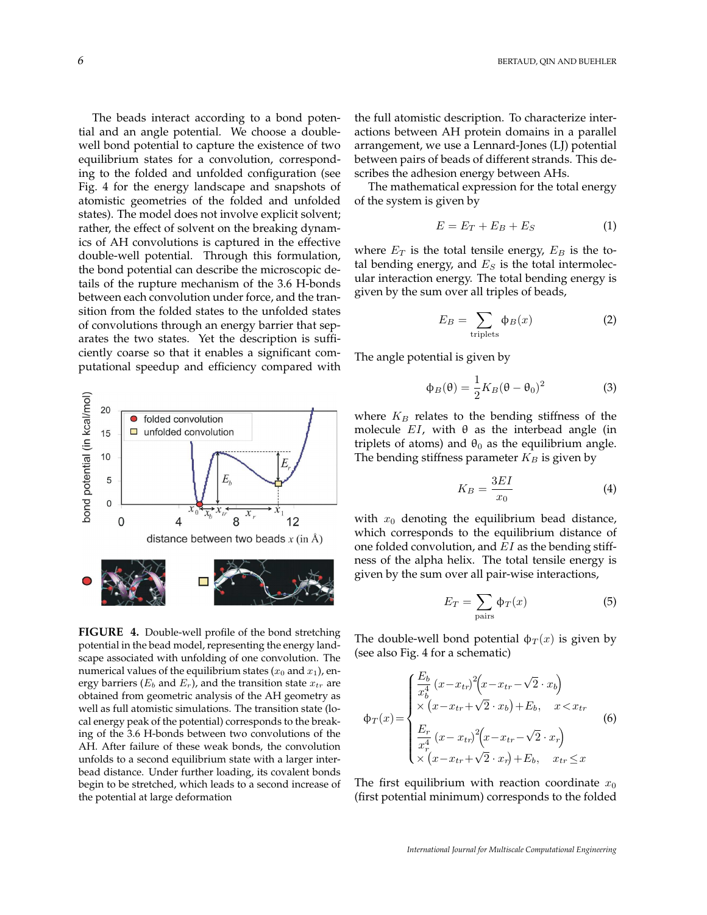The beads interact according to a bond potential and an angle potential. We choose a double-well bond potential to capture the existence of two equilibrium states for a convolution, corresponding to the folded and unfolded configuration (see Fig. 4 for the energy landscape and snapshots of atomistic geometries of the folded and unfolded states). The model does not involve explicit solvent; rather, the effect of solvent on the breaking dynamics of AH convolutions is captured in the effective double-well potential. Through this formulation, the bond potential can describe the microscopic details of the rupture mechanism of the 3.6 H-bonds between each convolution under force, and the transition from the folded states to the unfolded states of convolutions through an energy barrier that separates the two states. Yet the description is sufficiently coarse so that it enables a significant computational speedup and efficiency compared with the full atomistic description. To characterize interactions between AH protein domains in a parallel arrangement, we use a Lennard-Jones (LJ) potential between pairs of beads of different strands. This describes the adhesion energy between AHs.

**FIGURE 4.** Double-well profile of the bond stretching potential in the bead model, representing the energy landscape associated with unfolding of one convolution. The numerical values of the equilibrium states ($x_0$ and $x_1$), energy barriers ($E_b$ and $E_r$), and the transition state $x_{tr}$ are obtained from geometric analysis of the AH geometry as well as full atomistic simulations. The transition state (local energy peak of the potential) corresponds to the breaking of the 3.6 H-bonds between two convolutions of the AH. After failure of these weak bonds, the convolution unfolds to a second equilibrium state with a larger interbead distance. Under further loading, its covalent bonds begin to be stretched, which leads to a second increase of the potential at large deformation

The mathematical expression for the total energy of the system is given by

$$E = E_T + E_B + E_S \tag{1}$$

where $E_T$ is the total tensile energy, $E_B$ is the total bending energy, and $E_S$ is the total intermolecular interaction energy. The total bending energy is given by the sum over all triples of beads,

$$E_B = \sum_{\text{triplets}} \phi_B(x) \tag{2}$$

The angle potential is given by

$$\phi_B(\theta) = \frac{1}{2} K_B (\theta - \theta_0)^2 \tag{3}$$

where $K_B$ relates to the bending stiffness of the molecule $EI$, with $\theta$ as the interbead angle (in triplets of atoms) and $\theta_0$ as the equilibrium angle. The bending stiffness parameter $K_B$ is given by

$$K_B = \frac{3EI}{x_0} \tag{4}$$

with $x_0$ denoting the equilibrium bead distance, which corresponds to the equilibrium distance of one folded convolution, and $EI$ as the bending stiffness of the alpha helix. The total tensile energy is given by the sum over all pair-wise interactions,

$$E_T = \sum_{\text{pairs}} \phi_T(x) \tag{5}$$

The double-well bond potential $\phi_T(x)$ is given by (see also Fig. 4 for a schematic)

$$\phi_T(x) = \begin{cases} \dfrac{E_b}{x_b^4} (x - x_{tr})^2 \left(x - x_{tr} - \sqrt{2} \cdot x_b\right) \\ \times \left(x - x_{tr} + \sqrt{2} \cdot x_b\right) + E_b, \quad x < x_{tr} \\ \dfrac{E_r}{x_r^4} (x - x_{tr})^2 \left(x - x_{tr} - \sqrt{2} \cdot x_r\right) \\ \times \left(x - x_{tr} + \sqrt{2} \cdot x_r\right) + E_b, \quad x_{tr} \le x \end{cases} \tag{6}$$

The first equilibrium with reaction coordinate $x_0$ (first potential minimum) corresponds to the folded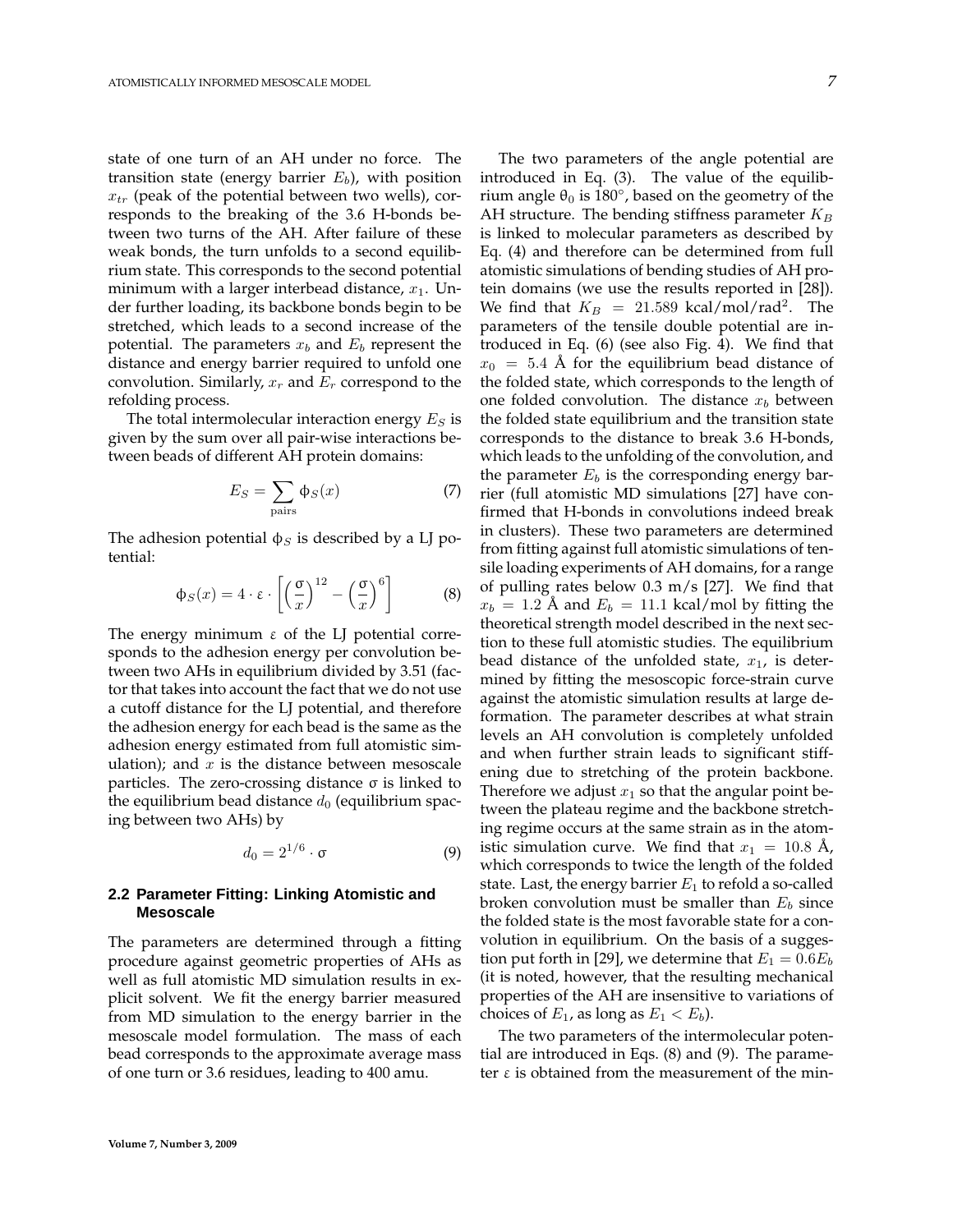state of one turn of an AH under no force. The transition state (energy barrier $E_b$), with position $x_{tr}$ (peak of the potential between two wells), corresponds to the breaking of the 3.6 H-bonds between two turns of the AH. After failure of these weak bonds, the turn unfolds to a second equilibrium state. This corresponds to the second potential minimum with a larger interbead distance, $x_1$. Under further loading, its backbone bonds begin to be stretched, which leads to a second increase of the potential. The parameters $x_b$ and $E_b$ represent the distance and energy barrier required to unfold one convolution. Similarly, $x_r$ and $E_r$ correspond to the refolding process.

The total intermolecular interaction energy $E_S$ is given by the sum over all pair-wise interactions between beads of different AH protein domains:

$$E_S = \sum_{\text{pairs}} \phi_S(x) \tag{7}$$

The adhesion potential $\phi_S$ is described by a LJ potential:

$$\phi_S(x) = 4 \cdot \varepsilon \cdot \left[ \left(\frac{\sigma}{x}\right)^{12} - \left(\frac{\sigma}{x}\right)^{6} \right] \tag{8}$$

The energy minimum $\varepsilon$ of the LJ potential corresponds to the adhesion energy per convolution between two AHs in equilibrium divided by 3.51 (factor that takes into account the fact that we do not use a cutoff distance for the LJ potential, and therefore the adhesion energy for each bead is the same as the adhesion energy estimated from full atomistic simulation); and $x$ is the distance between mesoscale particles. The zero-crossing distance $\sigma$ is linked to the equilibrium bead distance $d_0$ (equilibrium spacing between two AHs) by

$$d_0 = 2^{1/6} \cdot \sigma \tag{9}$$

## 2.2 Parameter Fitting: Linking Atomistic and Mesoscale

The parameters are determined through a fitting procedure against geometric properties of AHs as well as full atomistic MD simulation results in explicit solvent. We fit the energy barrier measured from MD simulation to the energy barrier in the mesoscale model formulation. The mass of each bead corresponds to the approximate average mass of one turn or 3.6 residues, leading to 400 amu.

The two parameters of the angle potential are introduced in Eq. (3). The value of the equilibrium angle $\theta_0$ is 180°, based on the geometry of the AH structure. The bending stiffness parameter $K_B$ is linked to molecular parameters as described by Eq. (4) and therefore can be determined from full atomistic simulations of bending studies of AH protein domains (we use the results reported in [28]). We find that $K_B = 21.589$ kcal/mol/rad$^2$. The parameters of the tensile double potential are introduced in Eq. (6) (see also Fig. 4). We find that $x_0 = 5.4$ Å for the equilibrium bead distance of the folded state, which corresponds to the length of one folded convolution. The distance $x_b$ between the folded state equilibrium and the transition state corresponds to the distance to break 3.6 H-bonds, which leads to the unfolding of the convolution, and the parameter $E_b$ is the corresponding energy barrier (full atomistic MD simulations [27] have confirmed that H-bonds in convolutions indeed break in clusters). These two parameters are determined from fitting against full atomistic simulations of tensile loading experiments of AH domains, for a range of pulling rates below 0.3 m/s [27]. We find that $x_b = 1.2$ Å and $E_b = 11.1$ kcal/mol by fitting the theoretical strength model described in the next section to these full atomistic studies. The equilibrium bead distance of the unfolded state, $x_1$, is determined by fitting the mesoscopic force-strain curve against the atomistic simulation results at large deformation. The parameter describes at what strain levels an AH convolution is completely unfolded and when further strain leads to significant stiffening due to stretching of the protein backbone. Therefore we adjust $x_1$ so that the angular point between the plateau regime and the backbone stretching regime occurs at the same strain as in the atomistic simulation curve. We find that $x_1 = 10.8$ Å, which corresponds to twice the length of the folded state. Last, the energy barrier $E_1$ to refold a so-called broken convolution must be smaller than $E_b$ since the folded state is the most favorable state for a convolution in equilibrium. On the basis of a suggestion put forth in [29], we determine that $E_1 = 0.6E_b$ (it is noted, however, that the resulting mechanical properties of the AH are insensitive to variations of choices of $E_1$, as long as $E_1 < E_b$).

The two parameters of the intermolecular potential are introduced in Eqs. (8) and (9). The parameter $\varepsilon$ is obtained from the measurement of the min-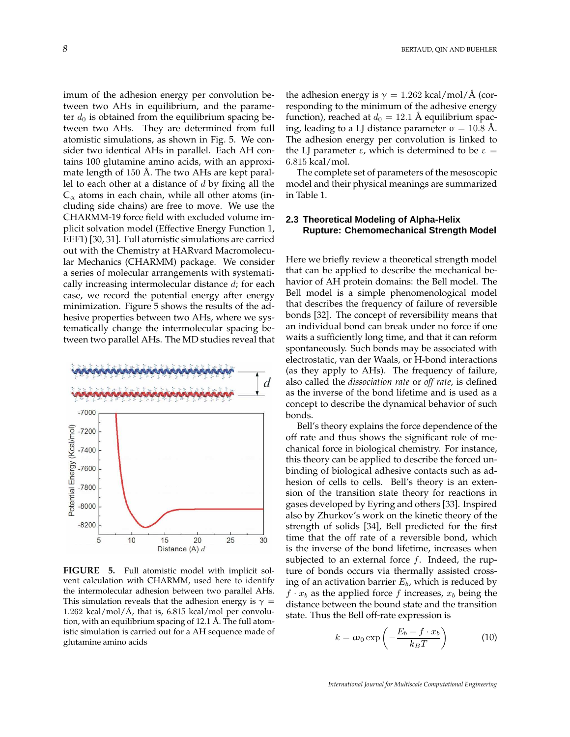imum of the adhesion energy per convolution between two AHs in equilibrium, and the parameter $d_0$ is obtained from the equilibrium spacing between two AHs. They are determined from full atomistic simulations, as shown in Fig. 5. We consider two identical AHs in parallel. Each AH contains 100 glutamine amino acids, with an approximate length of 150 Å. The two AHs are kept parallel to each other at a distance of $d$ by fixing all the $C_\alpha$ atoms in each chain, while all other atoms (including side chains) are free to move. We use the CHARMM-19 force field with excluded volume implicit solvation model (Effective Energy Function 1, EEF1) [30, 31]. Full atomistic simulations are carried out with the Chemistry at HARvard Macromolecular Mechanics (CHARMM) package. We consider a series of molecular arrangements with systematically increasing intermolecular distance $d$; for each case, we record the potential energy after energy minimization. Figure 5 shows the results of the adhesive properties between two AHs, where we systematically change the intermolecular spacing between two parallel AHs. The MD studies reveal that the adhesion energy is $\gamma = 1.262$ kcal/mol/Å (corresponding to the minimum of the adhesive energy function), reached at $d_0 = 12.1$ Å equilibrium spacing, leading to a LJ distance parameter $\sigma = 10.8$ Å. The adhesion energy per convolution is linked to the LJ parameter $\varepsilon$, which is determined to be $\varepsilon = 6.815$ kcal/mol.

**FIGURE 5.** Full atomistic model with implicit solvent calculation with CHARMM, used here to identify the intermolecular adhesion between two parallel AHs. This simulation reveals that the adhesion energy is $\gamma = 1.262$ kcal/mol/Å, that is, 6.815 kcal/mol per convolution, with an equilibrium spacing of 12.1 Å. The full atomistic simulation is carried out for a AH sequence made of glutamine amino acids

The complete set of parameters of the mesoscopic model and their physical meanings are summarized in Table 1.

## 2.3 Theoretical Modeling of Alpha-Helix Rupture: Chemomechanical Strength Model

Here we briefly review a theoretical strength model that can be applied to describe the mechanical behavior of AH protein domains: the Bell model. The Bell model is a simple phenomenological model that describes the frequency of failure of reversible bonds [32]. The concept of reversibility means that an individual bond can break under no force if one waits a sufficiently long time, and that it can reform spontaneously. Such bonds may be associated with electrostatic, van der Waals, or H-bond interactions (as they apply to AHs). The frequency of failure, also called the *dissociation rate* or *off rate*, is defined as the inverse of the bond lifetime and is used as a concept to describe the dynamical behavior of such bonds.

Bell's theory explains the force dependence of the off rate and thus shows the significant role of mechanical force in biological chemistry. For instance, this theory can be applied to describe the forced unbinding of biological adhesive contacts such as adhesion of cells to cells. Bell's theory is an extension of the transition state theory for reactions in gases developed by Eyring and others [33]. Inspired also by Zhurkov's work on the kinetic theory of the strength of solids [34], Bell predicted for the first time that the off rate of a reversible bond, which is the inverse of the bond lifetime, increases when subjected to an external force $f$. Indeed, the rupture of bonds occurs via thermally assisted crossing of an activation barrier $E_b$, which is reduced by $f \cdot x_b$ as the applied force $f$ increases, $x_b$ being the distance between the bound state and the transition state. Thus the Bell off-rate expression is

$$k = \omega_0 \exp\left(-\frac{E_b - f \cdot x_b}{k_B T}\right) \tag{10}$$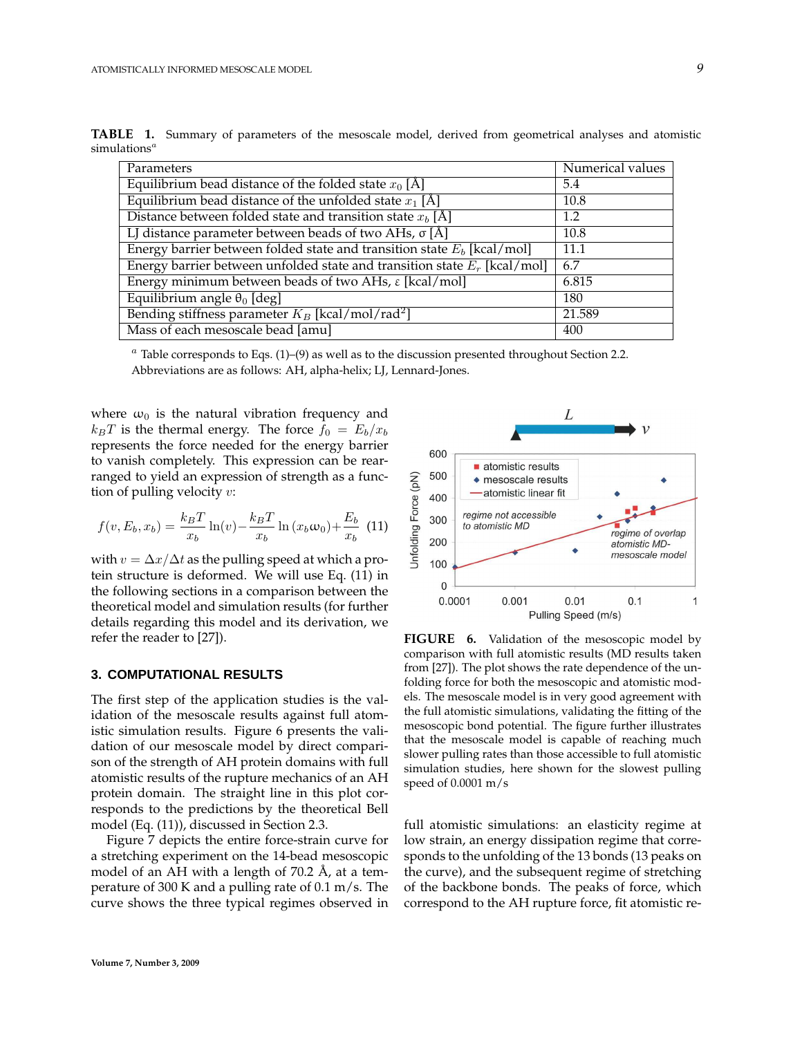**TABLE 1.** Summary of parameters of the mesoscale model, derived from geometrical analyses and atomistic simulations[a]

| Parameters | Numerical values |
|---|---|
| Equilibrium bead distance of the folded state $x_0$ [Å] | 5.4 |
| Equilibrium bead distance of the unfolded state $x_1$ [Å] | 10.8 |
| Distance between folded state and transition state $x_b$ [Å] | 1.2 |
| LJ distance parameter between beads of two AHs, $\sigma$ [Å] | 10.8 |
| Energy barrier between folded state and transition state $E_b$ [kcal/mol] | 11.1 |
| Energy barrier between unfolded state and transition state $E_r$ [kcal/mol] | 6.7 |
| Energy minimum between beads of two AHs, $\varepsilon$ [kcal/mol] | 6.815 |
| Equilibrium angle $\theta_0$ [deg] | 180 |
| Bending stiffness parameter $K_B$ [kcal/mol/rad$^2$] | 21.589 |
| Mass of each mesoscale bead [amu] | 400 |

[a] Table corresponds to Eqs. (1)–(9) as well as to the discussion presented throughout Section 2.2. Abbreviations are as follows: AH, alpha-helix; LJ, Lennard-Jones.

where $\omega_0$ is the natural vibration frequency and $k_BT$ is the thermal energy. The force $f_0 = E_b/x_b$ represents the force needed for the energy barrier to vanish completely. This expression can be rearranged to yield an expression of strength as a function of pulling velocity $v$:

$$f(v, E_b, x_b) = \frac{k_BT}{x_b}\ln(v) - \frac{k_BT}{x_b}\ln(x_b\omega_0) + \frac{E_b}{x_b} \quad (11)$$

with $v = \Delta x/\Delta t$ as the pulling speed at which a protein structure is deformed. We will use Eq. (11) in the following sections in a comparison between the theoretical model and simulation results (for further details regarding this model and its derivation, we refer the reader to [27]).

## 3. COMPUTATIONAL RESULTS

The first step of the application studies is the validation of the mesoscale results against full atomistic simulation results. Figure 6 presents the validation of our mesoscale model by direct comparison of the strength of AH protein domains with full atomistic results of the rupture mechanics of an AH protein domain. The straight line in this plot corresponds to the predictions by the theoretical Bell model (Eq. (11)), discussed in Section 2.3.

Figure 7 depicts the entire force-strain curve for a stretching experiment on the 14-bead mesoscopic model of an AH with a length of 70.2 Å, at a temperature of 300 K and a pulling rate of 0.1 m/s. The curve shows the three typical regimes observed in full atomistic simulations: an elasticity regime at low strain, an energy dissipation regime that corresponds to the unfolding of the 13 bonds (13 peaks on the curve), and the subsequent regime of stretching of the backbone bonds. The peaks of force, which correspond to the AH rupture force, fit atomistic re-

**FIGURE 6.** Validation of the mesoscopic model by comparison with full atomistic results (MD results taken from [27]). The plot shows the rate dependence of the unfolding force for both the mesoscopic and atomistic models. The mesoscale model is in very good agreement with the full atomistic simulations, validating the fitting of the mesoscopic bond potential. The figure further illustrates that the mesoscale model is capable of reaching much slower pulling rates than those accessible to full atomistic simulation studies, here shown for the slowest pulling speed of 0.0001 m/s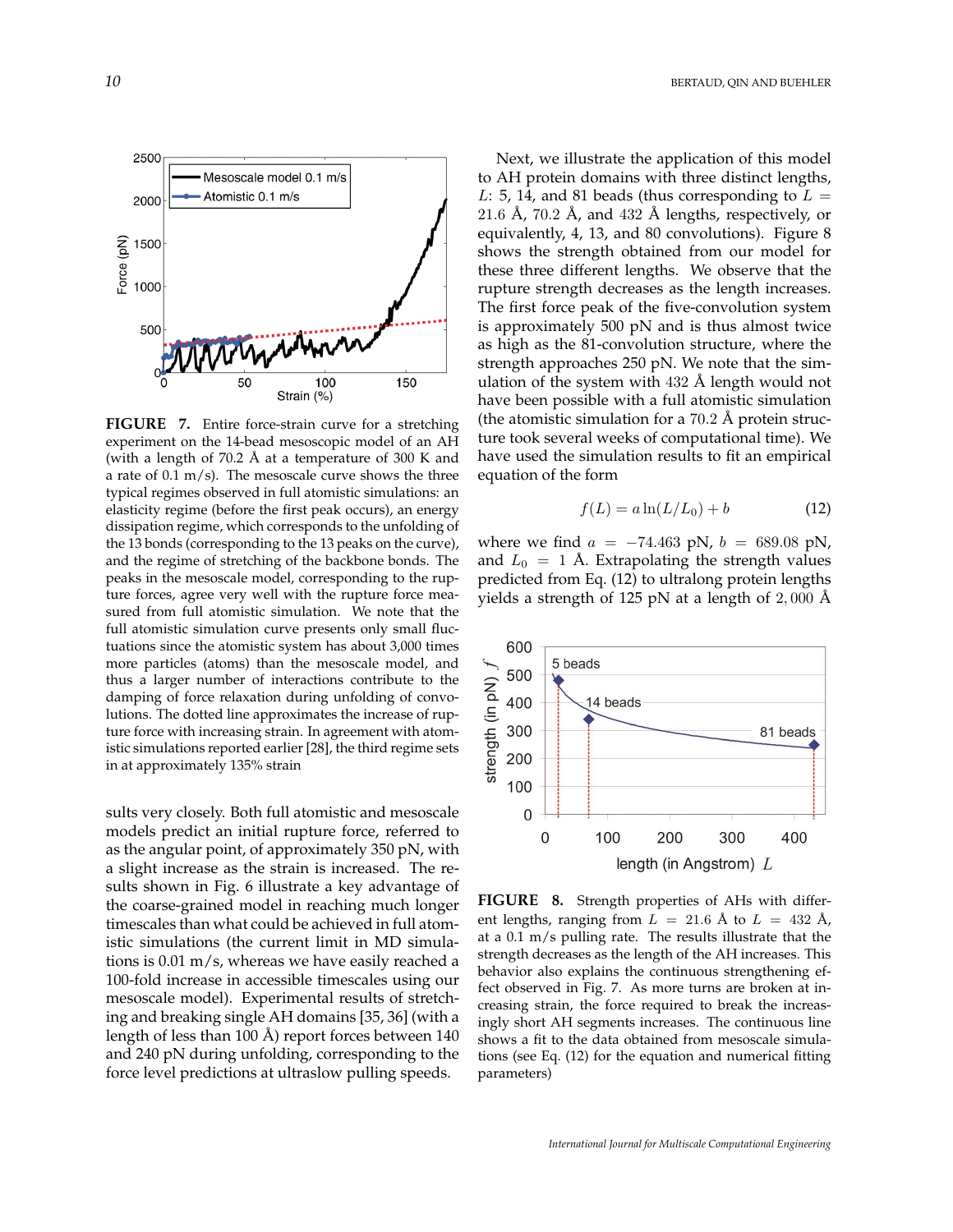**FIGURE 7.** Entire force-strain curve for a stretching experiment on the 14-bead mesoscopic model of an AH (with a length of 70.2 Å at a temperature of 300 K and a rate of 0.1 m/s). The mesoscale curve shows the three typical regimes observed in full atomistic simulations: an elasticity regime (before the first peak occurs), and energy dissipation regime, which corresponds to the unfolding of the 13 bonds (corresponding to the 13 peaks on the curve), and the regime of stretching of the backbone bonds. The peaks in the mesoscale model, corresponding to the rupture forces, agree very well with the rupture force measured from full atomistic simulation. We note that the full atomistic simulation curve presents only small fluctuations since the atomistic system has about 3,000 times more particles (atoms) than the mesoscale model, and thus a larger number of interactions contribute to the damping of force relaxation during unfolding of convolutions. The dotted line approximates the increase of rupture force with increasing strain. In agreement with atomistic simulations reported earlier [28], the third regime sets in at approximately 135% strain

sults very closely. Both full atomistic and mesoscale models predict an initial rupture force, referred to as the angular point, of approximately 350 pN, with a slight increase as the strain is increased. The results shown in Fig. 6 illustrate a key advantage of the coarse-grained model in reaching much longer timescales than what could be achieved in full atomistic simulations (the current limit in MD simulations is 0.01 m/s, whereas we have easily reached a 100-fold increase in accessible timescales using our mesoscale model). Experimental results of stretching and breaking single AH domains [35, 36] (with a length of less than 100 Å) report forces between 140 and 240 pN during unfolding, corresponding to the force level predictions at ultraslow pulling speeds.

Next, we illustrate the application of this model to AH protein domains with three distinct lengths, $L$: 5, 14, and 81 beads (thus corresponding to $L$ = 21.6 Å, 70.2 Å, and 432 Å lengths, respectively, or equivalently, 4, 13, and 80 convolutions). Figure 8 shows the strength obtained from our model for these three different lengths. We observe that the rupture strength decreases as the length increases. The first force peak of the five-convolution system is approximately 500 pN and is thus almost twice as high as the 81-convolution structure, where the strength approaches 250 pN. We note that the simulation of the system with 432 Å length would not have been possible with a full atomistic simulation (the atomistic simulation for a 70.2 Å protein structure took several weeks of computational time). We have used the simulation results to fit an empirical equation of the form

$$f(L) = a\ln(L/L_0) + b \tag{12}$$

where we find $a = -74.463$ pN, $b = 689.08$ pN, and $L_0 = 1$ Å. Extrapolating the strength values predicted from Eq. (12) to ultralong protein lengths yields a strength of 125 pN at a length of 2,000 Å

**FIGURE 8.** Strength properties of AHs with different lengths, ranging from $L = 21.6$ Å to $L = 432$ Å, at a 0.1 m/s pulling rate. The results illustrate that the strength decreases as the length of the AH increases. This behavior also explains the continuous strengthening effect observed in Fig. 7. As more turns are broken at increasing strain, the force required to break the increasingly short AH segments increases. The continuous line shows a fit to the data obtained from mesoscale simulations (see Eq. (12) for the equation and numerical fitting parameters)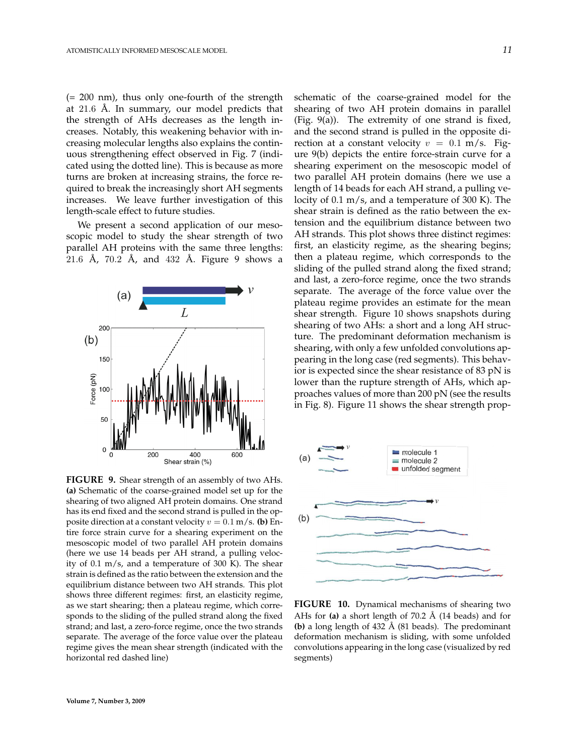(= 200 nm), thus only one-fourth of the strength at 21.6 Å. In summary, our model predicts that the strength of AHs decreases as the length increases. Notably, this weakening behavior with increasing molecular lengths also explains the continuous strengthening effect observed in Fig. 7 (indicated using the dotted line). This is because as more turns are broken at increasing strains, the force required to break the increasingly short AH segments increases. We leave further investigation of this length-scale effect to future studies.

We present a second application of our mesoscopic model to study the shear strength of two parallel AH proteins with the same three lengths: 21.6 Å, 70.2 Å, and 432 Å. Figure 9 shows a schematic of the coarse-grained model for the shearing of two AH protein domains in parallel (Fig. 9(a)). The extremity of one strand is fixed, and the second strand is pulled in the opposite direction at a constant velocity $v = 0.1$ m/s. Figure 9(b) depicts the entire force-strain curve for a shearing experiment on the mesoscopic model of two parallel AH protein domains (here we use a length of 14 beads for each AH strand, a pulling velocity of 0.1 m/s, and a temperature of 300 K). The shear strain is defined as the ratio between the extension and the equilibrium distance between two AH strands. This plot shows three distinct regimes: first, an elasticity regime, as the shearing begins; then a plateau regime, which corresponds to the sliding of the pulled strand along the fixed strand; and last, a zero-force regime, once the two strands separate. The average of the force value over the plateau regime provides an estimate for the mean shear strength. Figure 10 shows snapshots during shearing of two AHs: a short and a long AH structure. The predominant deformation mechanism is shearing, with only a few unfolded convolutions appearing in the long case (red segments). This behavior is expected since the shear resistance of 83 pN is lower than the rupture strength of AHs, which approaches values of more than 200 pN (see the results in Fig. 8). Figure 11 shows the shear strength prop-

**FIGURE 9.** Shear strength of an assembly of two AHs. **(a)** Schematic of the coarse-grained model set up for the shearing of two aligned AH protein domains. One strand has its end fixed and the second strand is pulled in the opposite direction at a constant velocity $v = 0.1$ m/s. **(b)** Entire force strain curve for a shearing experiment on the mesoscopic model of two parallel AH protein domains (here we use 14 beads per AH strand, a pulling velocity of 0.1 m/s, and a temperature of 300 K). The shear strain is defined as the ratio between the extension and the equilibrium distance between two AH strands. This plot shows three different regimes: first, an elasticity regime, as we start shearing; then a plateau regime, which corresponds to the sliding of the pulled strand along the fixed strand; and last, a zero-force regime, once the two strands separate. The average of the force value over the plateau regime gives the mean shear strength (indicated with the horizontal red dashed line)

**FIGURE 10.** Dynamical mechanisms of shearing two AHs for **(a)** a short length of 70.2 Å (14 beads) and for **(b)** a long length of 432 Å (81 beads). The predominant deformation mechanism is sliding, with some unfolded convolutions appearing in the long case (visualized by red segments)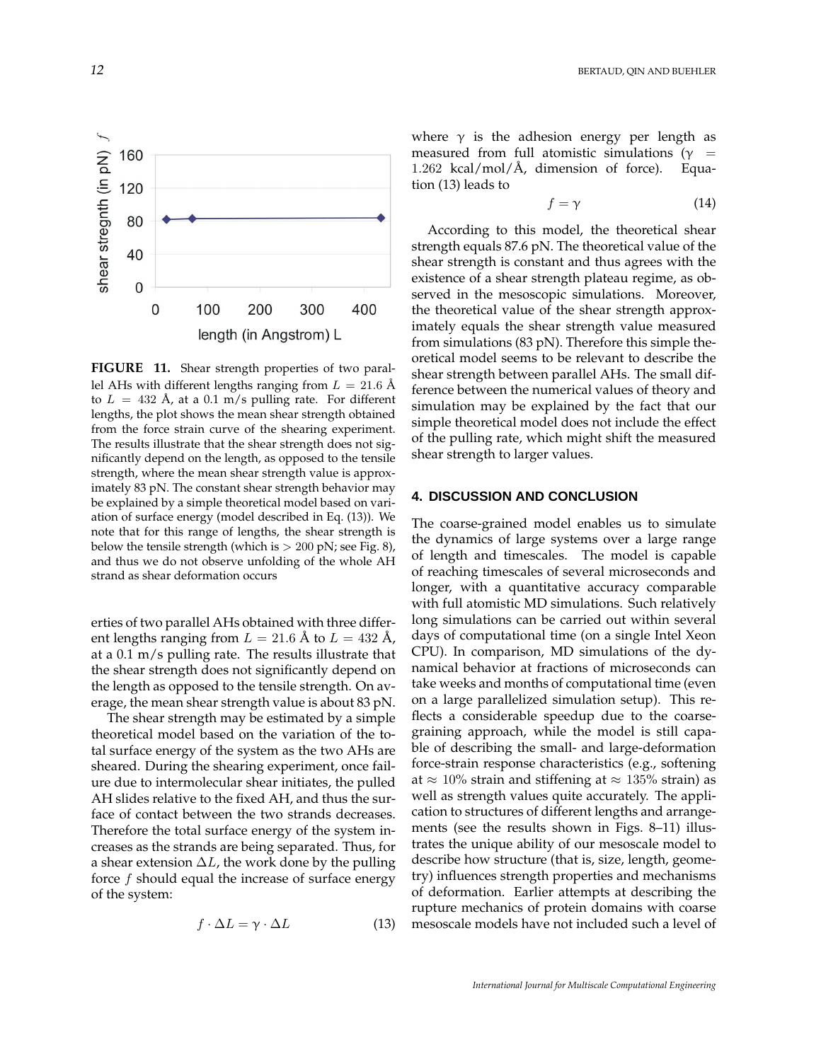**FIGURE 11.** Shear strength properties of two parallel AHs with different lengths ranging from $L = 21.6$ Å to $L = 432$ Å, at a 0.1 m/s pulling rate. For different lengths, the plot shows the mean shear strength obtained from the force strain curve of the shearing experiment. The results illustrate that the shear strength does not significantly depend on the length, as opposed to the tensile strength, where the mean shear strength value is approximately 83 pN. The constant shear strength behavior may be explained by a simple theoretical model based on variation of surface energy (model described in Eq. (13)). We note that for this range of lengths, the shear strength is below the tensile strength (which is $> 200$ pN; see Fig. 8), and thus we do not observe unfolding of the whole AH strand as shear deformation occurs

erties of two parallel AHs obtained with three different lengths ranging from $L = 21.6$ Å to $L = 432$ Å, at a 0.1 m/s pulling rate. The results illustrate that the shear strength does not significantly depend on the length as opposed to the tensile strength. On average, the mean shear strength value is about 83 pN.

The shear strength may be estimated by a simple theoretical model based on the variation of the total surface energy of the system as the two AHs are sheared. During the shearing experiment, once failure due to intermolecular shear initiates, the pulled AH slides relative to the fixed AH, and thus the surface of contact between the two strands decreases. Therefore the total surface energy of the system increases as the strands are being separated. Thus, for a shear extension $\Delta L$, the work done by the pulling force $f$ should equal the increase of surface energy of the system:

$$f \cdot \Delta L = \gamma \cdot \Delta L \qquad (13)$$

where $\gamma$ is the adhesion energy per length as measured from full atomistic simulations ($\gamma = 1.262$ kcal/mol/Å, dimension of force). Equation (13) leads to

$$f = \gamma \qquad (14)$$

According to this model, the theoretical shear strength equals 87.6 pN. The theoretical value of the shear strength is constant and thus agrees with the existence of a shear strength plateau regime, as observed in the mesoscopic simulations. Moreover, the theoretical value of the shear strength approximately equals the shear strength value measured from simulations (83 pN). Therefore this simple theoretical model seems to be relevant to describe the shear strength between parallel AHs. The small difference between the numerical values of theory and simulation may be explained by the fact that our simple theoretical model does not include the effect of the pulling rate, which might shift the measured shear strength to larger values.

## 4. DISCUSSION AND CONCLUSION

The coarse-grained model enables us to simulate the dynamics of large systems over a large range of length and timescales. The model is capable of reaching timescales of several microseconds and longer, with a quantitative accuracy comparable with full atomistic MD simulations. Such relatively long simulations can be carried out within several days of computational time (on a single Intel Xeon CPU). In comparison, MD simulations of the dynamical behavior at fractions of microseconds can take weeks and months of computational time (even on a large parallelized simulation setup). This reflects a considerable speedup due to the coarse-graining approach, while the model is still capable of describing the small- and large-deformation force-strain response characteristics (e.g., softening at $\approx 10\%$ strain and stiffening at $\approx 135\%$ strain) as well as strength values quite accurately. The application to structures of different lengths and arrangements (see the results shown in Figs. 8–11) illustrates the unique ability of our mesoscale model to describe how structure (that is, size, length, geometry) influences strength properties and mechanisms of deformation. Earlier attempts at describing the rupture mechanics of protein domains with coarse mesoscale models have not included such a level of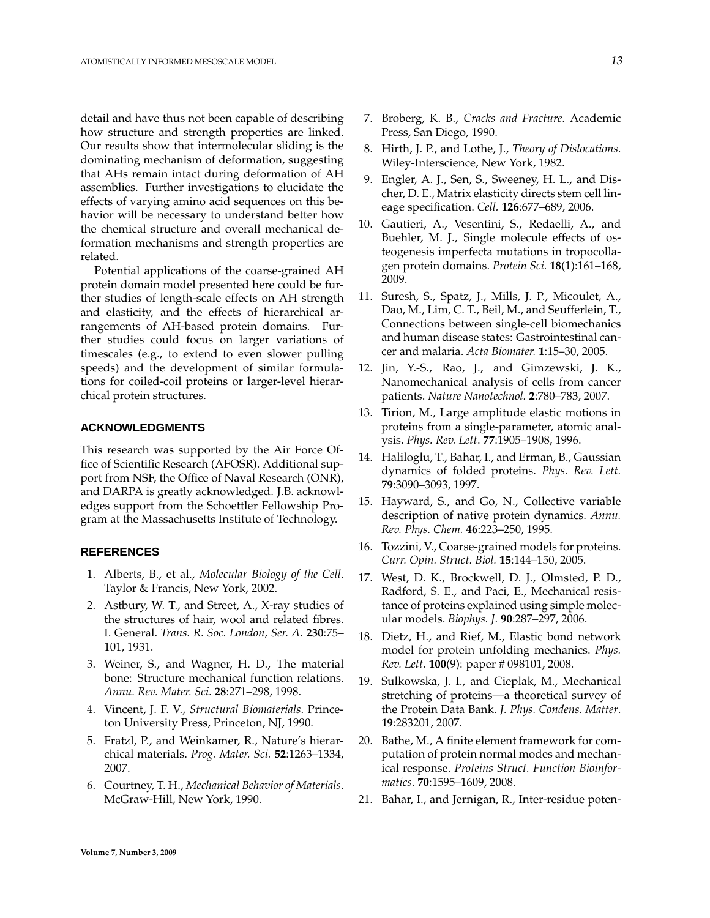detail and have thus not been capable of describing how structure and strength properties are linked. Our results show that intermolecular sliding is the dominating mechanism of deformation, suggesting that AHs remain intact during deformation of AH assemblies. Further investigations to elucidate the effects of varying amino acid sequences on this behavior will be necessary to understand better how the chemical structure and overall mechanical deformation mechanisms and strength properties are related.

Potential applications of the coarse-grained AH protein domain model presented here could be further studies of length-scale effects on AH strength and elasticity, and the effects of hierarchical arrangements of AH-based protein domains. Further studies could focus on larger variations of timescales (e.g., to extend to even slower pulling speeds) and the development of similar formulations for coiled-coil proteins or larger-level hierarchical protein structures.

## ACKNOWLEDGMENTS

This research was supported by the Air Force Office of Scientific Research (AFOSR). Additional support from NSF, the Office of Naval Research (ONR), and DARPA is greatly acknowledged. J.B. acknowledges support from the Schoettler Fellowship Program at the Massachusetts Institute of Technology.

## REFERENCES

1. Alberts, B., et al., *Molecular Biology of the Cell*. Taylor & Francis, New York, 2002.
2. Astbury, W. T., and Street, A., X-ray studies of the structures of hair, wool and related fibres. I. General. *Trans. R. Soc. London, Ser. A*. **230**:75–101, 1931.
3. Weiner, S., and Wagner, H. D., The material bone: Structure mechanical function relations. *Annu. Rev. Mater. Sci.* **28**:271–298, 1998.
4. Vincent, J. F. V., *Structural Biomaterials*. Princeton University Press, Princeton, NJ, 1990.
5. Fratzl, P., and Weinkamer, R., Nature's hierarchical materials. *Prog. Mater. Sci.* **52**:1263–1334, 2007.
6. Courtney, T. H., *Mechanical Behavior of Materials*. McGraw-Hill, New York, 1990.
7. Broberg, K. B., *Cracks and Fracture*. Academic Press, San Diego, 1990.
8. Hirth, J. P., and Lothe, J., *Theory of Dislocations*. Wiley-Interscience, New York, 1982.
9. Engler, A. J., Sen, S., Sweeney, H. L., and Discher, D. E., Matrix elasticity directs stem cell lineage specification. *Cell.* **126**:677–689, 2006.
10. Gautieri, A., Vesentini, S., Redaelli, A., and Buehler, M. J., Single molecule effects of osteogenesis imperfecta mutations in tropocollagen protein domains. *Protein Sci.* **18**(1):161–168, 2009.
11. Suresh, S., Spatz, J., Mills, J. P., Micoulet, A., Dao, M., Lim, C. T., Beil, M., and Seufferlein, T., Connections between single-cell biomechanics and human disease states: Gastrointestinal cancer and malaria. *Acta Biomater.* **1**:15–30, 2005.
12. Jin, Y.-S., Rao, J., and Gimzewski, J. K., Nanomechanical analysis of cells from cancer patients. *Nature Nanotechnol.* **2**:780–783, 2007.
13. Tirion, M., Large amplitude elastic motions in proteins from a single-parameter, atomic analysis. *Phys. Rev. Lett.* **77**:1905–1908, 1996.
14. Haliloglu, T., Bahar, I., and Erman, B., Gaussian dynamics of folded proteins. *Phys. Rev. Lett.* **79**:3090–3093, 1997.
15. Hayward, S., and Go, N., Collective variable description of native protein dynamics. *Annu. Rev. Phys. Chem.* **46**:223–250, 1995.
16. Tozzini, V., Coarse-grained models for proteins. *Curr. Opin. Struct. Biol.* **15**:144–150, 2005.
17. West, D. K., Brockwell, D. J., Olmsted, P. D., Radford, S. E., and Paci, E., Mechanical resistance of proteins explained using simple molecular models. *Biophys. J.* **90**:287–297, 2006.
18. Dietz, H., and Rief, M., Elastic bond network model for protein unfolding mechanics. *Phys. Rev. Lett.* **100**(9): paper # 098101, 2008.
19. Sulkowska, J. I., and Cieplak, M., Mechanical stretching of proteins—a theoretical survey of the Protein Data Bank. *J. Phys. Condens. Matter*. **19**:283201, 2007.
20. Bathe, M., A finite element framework for computation of protein normal modes and mechanical response. *Proteins Struct. Function Bioinformatics*. **70**:1595–1609, 2008.
21. Bahar, I., and Jernigan, R., Inter-residue poten-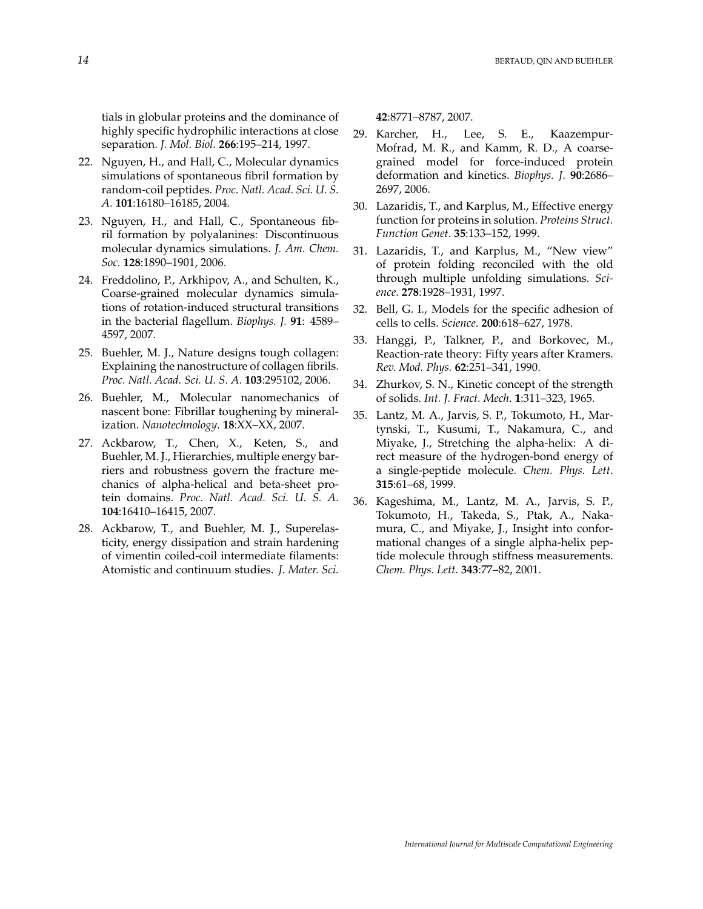tials in globular proteins and the dominance of highly specific hydrophilic interactions at close separation. *J. Mol. Biol.* **266**:195–214, 1997.

22. Nguyen, H., and Hall, C., Molecular dynamics simulations of spontaneous fibril formation by random-coil peptides. *Proc. Natl. Acad. Sci. U. S. A.* **101**:16180–16185, 2004.

23. Nguyen, H., and Hall, C., Spontaneous fibril formation by polyalanines: Discontinuous molecular dynamics simulations. *J. Am. Chem. Soc.* **128**:1890–1901, 2006.

24. Freddolino, P., Arkhipov, A., and Schulten, K., Coarse-grained molecular dynamics simulations of rotation-induced structural transitions in the bacterial flagellum. *Biophys. J.* **91**: 4589–4597, 2007.

25. Buehler, M. J., Nature designs tough collagen: Explaining the nanostructure of collagen fibrils. *Proc. Natl. Acad. Sci. U. S. A*. **103**:295102, 2006.

26. Buehler, M., Molecular nanomechanics of nascent bone: Fibrillar toughening by mineralization. *Nanotechnology*. **18**:XX–XX, 2007.

27. Ackbarow, T., Chen, X., Keten, S., and Buehler, M. J., Hierarchies, multiple energy barriers and robustness govern the fracture mechanics of alpha-helical and beta-sheet protein domains. *Proc. Natl. Acad. Sci. U. S. A*. **104**:16410–16415, 2007.

28. Ackbarow, T., and Buehler, M. J., Superelasticity, energy dissipation and strain hardening of vimentin coiled-coil intermediate filaments: Atomistic and continuum studies. *J. Mater. Sci.* **42**:8771–8787, 2007.

29. Karcher, H., Lee, S. E., Kaazempur-Mofrad, M. R., and Kamm, R. D., A coarse-grained model for force-induced protein deformation and kinetics. *Biophys. J*. **90**:2686–2697, 2006.

30. Lazaridis, T., and Karplus, M., Effective energy function for proteins in solution. *Proteins Struct. Function Genet.* **35**:133–152, 1999.

31. Lazaridis, T., and Karplus, M., "New view" of protein folding reconciled with the old through multiple unfolding simulations. *Science*. **278**:1928–1931, 1997.

32. Bell, G. I., Models for the specific adhesion of cells to cells. *Science*. **200**:618–627, 1978.

33. Hanggi, P., Talkner, P., and Borkovec, M., Reaction-rate theory: Fifty years after Kramers. *Rev. Mod. Phys.* **62**:251–341, 1990.

34. Zhurkov, S. N., Kinetic concept of the strength of solids. *Int. J. Fract. Mech*. **1**:311–323, 1965.

35. Lantz, M. A., Jarvis, S. P., Tokumoto, H., Martynski, T., Kusumi, T., Nakamura, C., and Miyake, J., Stretching the alpha-helix: A direct measure of the hydrogen-bond energy of a single-peptide molecule. *Chem. Phys. Lett*. **315**:61–68, 1999.

36. Kageshima, M., Lantz, M. A., Jarvis, S. P., Tokumoto, H., Takeda, S., Ptak, A., Nakamura, C., and Miyake, J., Insight into conformational changes of a single alpha-helix peptide molecule through stiffness measurements. *Chem. Phys. Lett*. **343**:77–82, 2001.